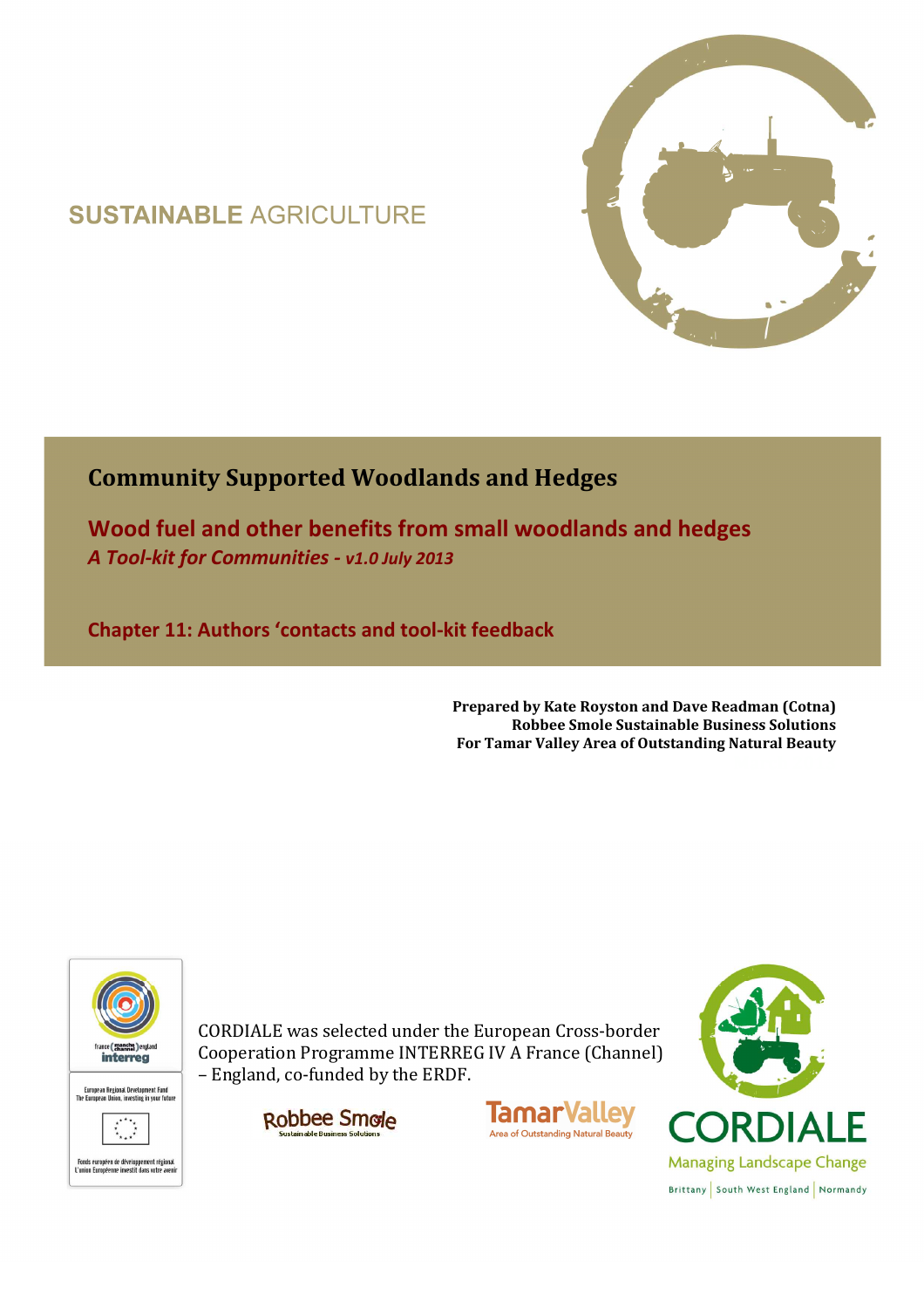SUSTAINABLE AGRICULTURE

# Community Supported Woodlands and Hedges

## Wood fuel and other benefits from small woodlands and hedges

***A Tool-kit for Communities - v1.0 July 2013***

## Chapter 11: Authors 'contacts and tool-kit feedback

**Prepared by Kate Royston and Dave Readman (Cotna)**
**Robbee Smole Sustainable Business Solutions**
**For Tamar Valley Area of Outstanding Natural Beauty**

CORDIALE was selected under the European Cross-border Cooperation Programme INTERREG IV A France (Channel) – England, co-funded by the ERDF.

france (manche channel) england interreg

European Regional Development Fund
The European Union, investing in your future

Fonds européen de développement régional
L'union Européenne investit dans votre avenir

Robbee Smole
Sustainable Business Solutions

TamarValley
Area of Outstanding Natural Beauty

CORDIALE
Managing Landscape Change
Brittany | South West England | Normandy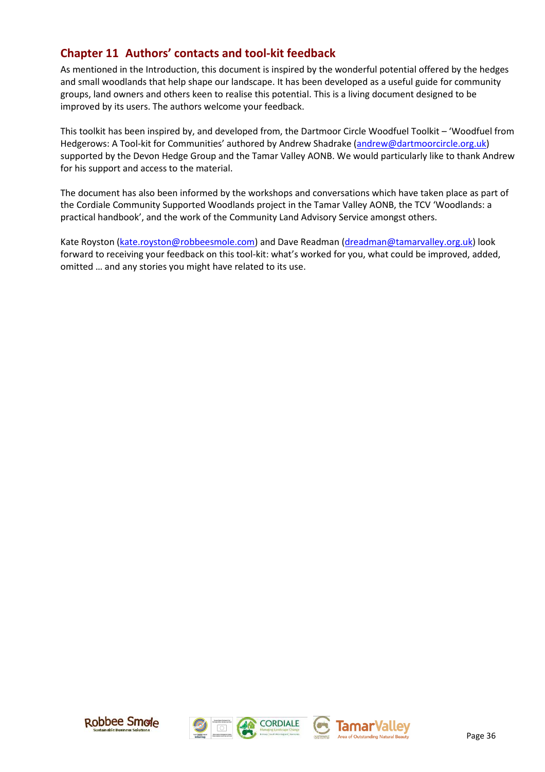## Chapter 11 Authors' contacts and tool-kit feedback

As mentioned in the Introduction, this document is inspired by the wonderful potential offered by the hedges and small woodlands that help shape our landscape. It has been developed as a useful guide for community groups, land owners and others keen to realise this potential. This is a living document designed to be improved by its users. The authors welcome your feedback.

This toolkit has been inspired by, and developed from, the Dartmoor Circle Woodfuel Toolkit – 'Woodfuel from Hedgerows: A Tool-kit for Communities' authored by Andrew Shadrake (andrew@dartmoorcircle.org.uk) supported by the Devon Hedge Group and the Tamar Valley AONB. We would particularly like to thank Andrew for his support and access to the material.

The document has also been informed by the workshops and conversations which have taken place as part of the Cordiale Community Supported Woodlands project in the Tamar Valley AONB, the TCV 'Woodlands: a practical handbook', and the work of the Community Land Advisory Service amongst others.

Kate Royston (kate.royston@robbeesmole.com) and Dave Readman (dreadman@tamarvalley.org.uk) look forward to receiving your feedback on this tool-kit: what's worked for you, what could be improved, added, omitted … and any stories you might have related to its use.